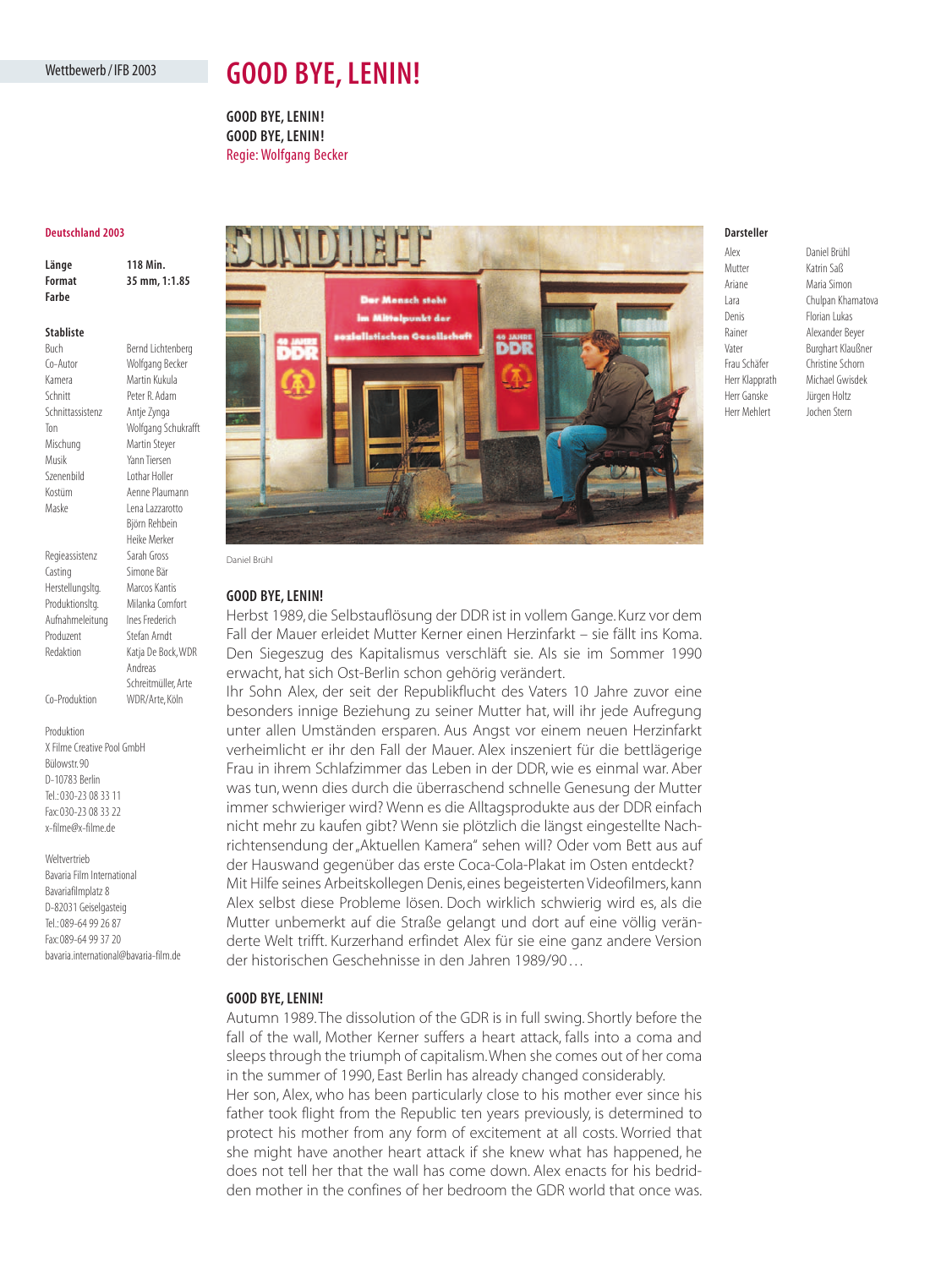Wettbewerb / IFB 2003

# GOOD BYE, LENIN!

**GOOD BYE, LENIN!**
**GOOD BYE, LENIN!**
Regie: Wolfgang Becker

**Deutschland 2003**

| | |
|---|---|
| **Länge** | **118 Min.** |
| **Format** | **35 mm, 1:1.85** |
| **Farbe** | |

**Stabliste**

| | |
|---|---|
| Buch | Bernd Lichtenberg |
| Co-Autor | Wolfgang Becker |
| Kamera | Martin Kukula |
| Schnitt | Peter R. Adam |
| Schnittassistenz | Antje Zynga |
| Ton | Wolfgang Schukrafft |
| Mischung | Martin Steyer |
| Musik | Yann Tiersen |
| Szenenbild | Lothar Holler |
| Kostüm | Aenne Plaumann |
| Maske | Lena Lazzarotto<br>Björn Rehbein<br>Heike Merker |
| Regieassistenz | Sarah Gross |
| Casting | Simone Bär |
| Herstellungsltg. | Marcos Kantis |
| Produktionsltg. | Milanka Comfort |
| Aufnahmeleitung | Ines Frederich |
| Produzent | Stefan Arndt |
| Redaktion | Katja De Bock, WDR<br>Andreas Schreitmüller, Arte |
| Co-Produktion | WDR/Arte, Köln |

Produktion
X Filme Creative Pool GmbH
Bülowstr. 90
D-10783 Berlin
Tel.: 030-23 08 33 11
Fax: 030-23 08 33 22
x-filme@x-filme.de

Weltvertrieb
Bavaria Film International
Bavariafilmplatz 8
D-82031 Geiselgasteig
Tel.: 089-64 99 26 87
Fax: 089-64 99 37 20
bavaria.international@bavaria-film.de

Daniel Brühl

**Darsteller**

| | |
|---|---|
| Alex | Daniel Brühl |
| Mutter | Katrin Saß |
| Ariane | Maria Simon |
| Lara | Chulpan Khamatova |
| Denis | Florian Lukas |
| Rainer | Alexander Beyer |
| Vater | Burghart Klaußner |
| Frau Schäfer | Christine Schorn |
| Herr Klapprath | Michael Gwisdek |
| Herr Ganske | Jürgen Holtz |
| Herr Mehlert | Jochen Stern |

### GOOD BYE, LENIN!

Herbst 1989, die Selbstauflösung der DDR ist in vollem Gange. Kurz vor dem Fall der Mauer erleidet Mutter Kerner einen Herzinfarkt – sie fällt ins Koma. Den Siegeszug des Kapitalismus verschläft sie. Als sie im Sommer 1990 erwacht, hat sich Ost-Berlin schon gehörig verändert.
Ihr Sohn Alex, der seit der Republikflucht des Vaters 10 Jahre zuvor eine besonders innige Beziehung zu seiner Mutter hat, will ihr jede Aufregung unter allen Umständen ersparen. Aus Angst vor einem neuen Herzinfarkt verheimlicht er ihr den Fall der Mauer. Alex inszeniert für die bettlägerige Frau in ihrem Schlafzimmer das Leben in der DDR, wie es einmal war. Aber was tun, wenn dies durch die überraschend schnelle Genesung der Mutter immer schwieriger wird? Wenn es die Alltagsprodukte aus der DDR einfach nicht mehr zu kaufen gibt? Wenn sie plötzlich die längst eingestellte Nachrichtensendung der „Aktuellen Kamera" sehen will? Oder vom Bett aus auf der Hauswand gegenüber das erste Coca-Cola-Plakat im Osten entdeckt?
Mit Hilfe seines Arbeitskollegen Denis, eines begeisterten Videofilmers, kann Alex selbst diese Probleme lösen. Doch wirklich schwierig wird es, als die Mutter unbemerkt auf die Straße gelangt und dort auf eine völlig veränderte Welt trifft. Kurzerhand erfindet Alex für sie eine ganz andere Version der historischen Geschehnisse in den Jahren 1989/90…

### GOOD BYE, LENIN!

Autumn 1989. The dissolution of the GDR is in full swing. Shortly before the fall of the wall, Mother Kerner suffers a heart attack, falls into a coma and sleeps through the triumph of capitalism. When she comes out of her coma in the summer of 1990, East Berlin has already changed considerably.
Her son, Alex, who has been particularly close to his mother ever since his father took flight from the Republic ten years previously, is determined to protect his mother from any form of excitement at all costs. Worried that she might have another heart attack if she knew what has happened, he does not tell her that the wall has come down. Alex enacts for his bedridden mother in the confines of her bedroom the GDR world that once was.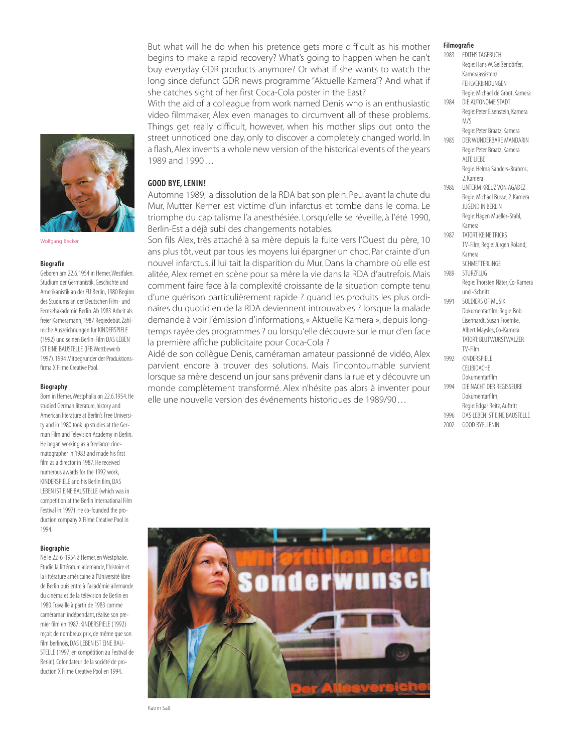But what will he do when his pretence gets more difficult as his mother begins to make a rapid recovery? What's going to happen when he can't buy everyday GDR products anymore? Or what if she wants to watch the long since defunct GDR news programme "Aktuelle Kamera"? And what if she catches sight of her first Coca-Cola poster in the East?
With the aid of a colleague from work named Denis who is an enthusiastic video filmmaker, Alex even manages to circumvent all of these problems. Things get really difficult, however, when his mother slips out onto the street unnoticed one day, only to discover a completely changed world. In a flash, Alex invents a whole new version of the historical events of the years 1989 and 1990…

### GOOD BYE, LENIN!

Automne 1989, la dissolution de la RDA bat son plein. Peu avant la chute du Mur, Mutter Kerner est victime d'un infarctus et tombe dans le coma. Le triomphe du capitalisme l'a anesthésiée. Lorsqu'elle se réveille, à l'été 1990, Berlin-Est a déjà subi des changements notables.
Son fils Alex, très attaché à sa mère depuis la fuite vers l'Ouest du père, 10 ans plus tôt, veut par tous les moyens lui épargner un choc. Par crainte d'un nouvel infarctus, il lui tait la disparition du Mur. Dans la chambre où elle est alitée, Alex remet en scène pour sa mère la vie dans la RDA d'autrefois. Mais comment faire face à la complexité croissante de la situation compte tenu d'une guérison particulièrement rapide ? quand les produits les plus ordinaires du quotidien de la RDA deviennent introuvables ? lorsque la malade demande à voir l'émission d'informations, « Aktuelle Kamera », depuis longtemps rayée des programmes ? ou lorsqu'elle découvre sur le mur d'en face la première affiche publicitaire pour Coca-Cola ?
Aidé de son collègue Denis, caméraman amateur passionné de vidéo, Alex parvient encore à trouver des solutions. Mais l'incontournable survient lorsque sa mère descend un jour sans prévenir dans la rue et y découvre un monde complètement transformé. Alex n'hésite pas alors à inventer pour elle une nouvelle version des événements historiques de 1989/90…

Wolfgang Becker

**Biografie**

Geboren am 22.6.1954 in Hemer, Westfalen. Studium der Germanistik, Geschichte und Amerikanistik an der FU Berlin, 1980 Beginn des Studiums an der Deutschen Film- und Fernsehakademie Berlin. Ab 1983 Arbeit als freier Kameramann, 1987 Regiedebüt. Zahlreiche Auszeichnungen für KINDERSPIELE (1992) und seinen Berlin-Film DAS LEBEN IST EINE BAUSTELLE (IFB Wettbewerb 1997). 1994 Mitbegründer der Produktionsfirma X Filme Creative Pool.

**Biography**

Born in Hemer, Westphalia on 22.6.1954. He studied German literature, history and American literature at Berlin's Free University and in 1980 took up studies at the German Film and Television Academy in Berlin. He began working as a freelance cinematographer in 1983 and made his first film as a director in 1987. He received numerous awards for the 1992 work, KINDERSPIELE and his Berlin film, DAS LEBEN IST EINE BAUSTELLE (which was in competition at the Berlin International Film Festival in 1997). He co-founded the production company X Filme Creative Pool in 1994.

**Biographie**

Né le 22-6-1954 à Hemer, en Westphalie. Etudie la littérature allemande, l'histoire et la littérature américaine à l'Université libre de Berlin puis entre à l'académie allemande du cinéma et de la télévision de Berlin en 1980. Travaille à partir de 1983 comme caméraman indépendant, réalise son premier film en 1987. KINDERSPIELE (1992) reçoit de nombreux prix, de même que son film berlinois, DAS LEBEN IST EINE BAUSTELLE (1997, en compétition au Festival de Berlin). Cofondateur de la société de production X Filme Creative Pool en 1994.

**Filmografie**

- 1983 EDITHS TAGEBUCH
  Regie: Hans W. Geißendörfer, Kameraassistenz
  FEHLVERBINDUNGEN
  Regie: Michael de Groot, Kamera
- 1984 DIE AUTONOME STADT
  Regie: Peter Eisenstein, Kamera
  M/S
  Regie: Peter Braatz, Kamera
- 1985 DER WUNDERBARE MANDARIN
  Regie: Peter Braatz, Kamera
  ALTE LIEBE
  Regie: Helma Sanders-Brahms, 2. Kamera
- 1986 UNTERM KREUZ VON AGADEZ
  Regie: Michael Busse, 2. Kamera
  JUGEND IN BERLIN
  Regie: Hagen Mueller-Stahl, Kamera
- 1987 TATORT: KEINE TRICKS
  TV-Film, Regie: Jürgen Roland, Kamera
  SCHMETTERLINGE
- 1989 STURZFLUG
  Regie: Thorsten Näter, Co-Kamera und -Schnitt
- 1991 SOLDIERS OF MUSIK
  Dokumentarfilm, Regie: Bob Eisenhardt, Susan Froemke, Albert Maysles, Co-Kamera
  TATORT: BLUTWURSTWALZER
  TV-Film
- 1992 KINDERSPIELE
  CELIBIDACHE
  Dokumentarfilm
- 1994 DIE NACHT DER REGISSEURE
  Dokumentarfilm,
  Regie: Edgar Reitz, Auftritt
- 1996 DAS LEBEN IST EINE BAUSTELLE
- 2002 GOOD BYE, LENIN!

Katrin Saß